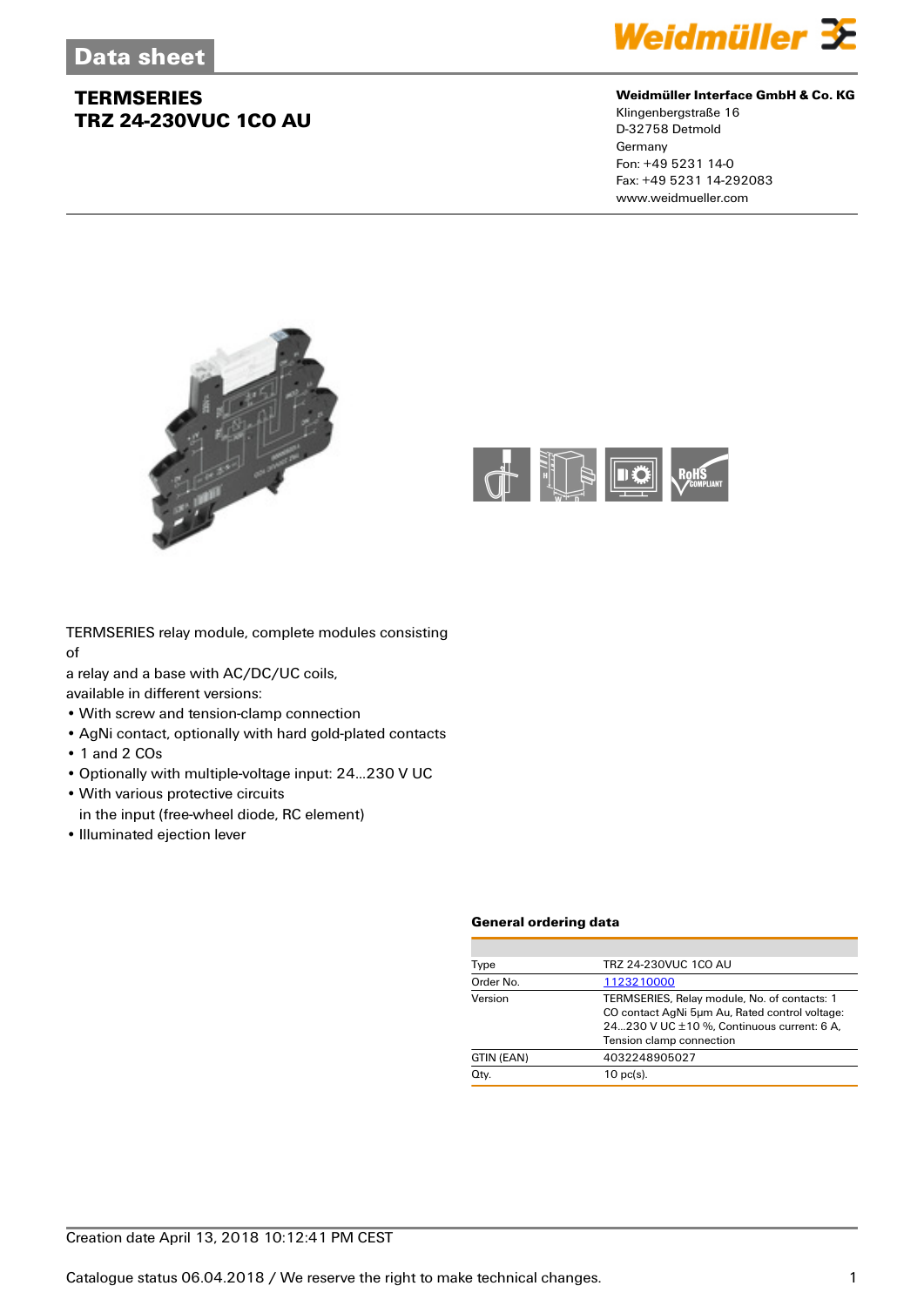Data sheet

# TERMSERIES
# TRZ 24-230VUC 1CO AU

**Weidmüller Interface GmbH & Co. KG**
Klingenbergstraße 16
D-32758 Detmold
Germany
Fon: +49 5231 14-0
Fax: +49 5231 14-292083
www.weidmueller.com

TERMSERIES relay module, complete modules consisting of
a relay and a base with AC/DC/UC coils,
available in different versions:

- With screw and tension-clamp connection
- AgNi contact, optionally with hard gold-plated contacts
- 1 and 2 COs
- Optionally with multiple-voltage input: 24...230 V UC
- With various protective circuits in the input (free-wheel diode, RC element)
- Illuminated ejection lever

### General ordering data

| | |
|---|---|
| Type | TRZ 24-230VUC 1CO AU |
| Order No. | 1123210000 |
| Version | TERMSERIES, Relay module, No. of contacts: 1 CO contact AgNi 5µm Au, Rated control voltage: 24...230 V UC ±10 %, Continuous current: 6 A, Tension clamp connection |
| GTIN (EAN) | 4032248905027 |
| Qty. | 10 pc(s). |

Creation date April 13, 2018 10:12:41 PM CEST

Catalogue status 06.04.2018 / We reserve the right to make technical changes.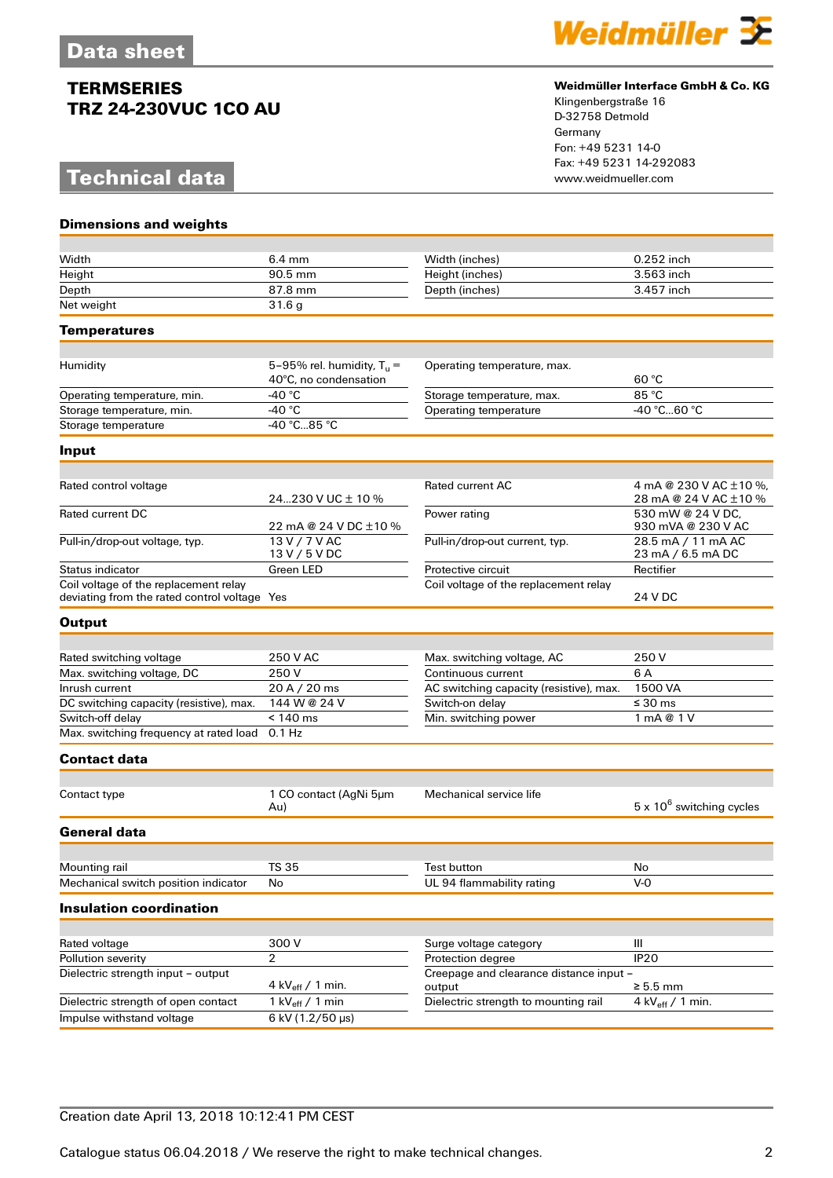# Data sheet

## TERMSERIES
## TRZ 24-230VUC 1CO AU

**Weidmüller Interface GmbH & Co. KG**
Klingenbergstraße 16
D-32758 Detmold
Germany
Fon: +49 5231 14-0
Fax: +49 5231 14-292083
www.weidmueller.com

# Technical data

### Dimensions and weights

| | | | |
|---|---|---|---|
| Width | 6.4 mm | Width (inches) | 0.252 inch |
| Height | 90.5 mm | Height (inches) | 3.563 inch |
| Depth | 87.8 mm | Depth (inches) | 3.457 inch |
| Net weight | 31.6 g | | |

### Temperatures

| | | | |
|---|---|---|---|
| Humidity | 5–95% rel. humidity, $T_u$ = 40°C, no condensation | Operating temperature, max. | 60 °C |
| Operating temperature, min. | -40 °C | Storage temperature, max. | 85 °C |
| Storage temperature, min. | -40 °C | Operating temperature | -40 °C...60 °C |
| Storage temperature | -40 °C...85 °C | | |

### Input

| | | | |
|---|---|---|---|
| Rated control voltage | 24...230 V UC ± 10 % | Rated current AC | 4 mA @ 230 V AC ±10 %, 28 mA @ 24 V AC ±10 % |
| Rated current DC | 22 mA @ 24 V DC ±10 % | Power rating | 530 mW @ 24 V DC, 930 mVA @ 230 V AC |
| Pull-in/drop-out voltage, typ. | 13 V / 7 V AC<br>13 V / 5 V DC | Pull-in/drop-out current, typ. | 28.5 mA / 11 mA AC<br>23 mA / 6.5 mA DC |
| Status indicator | Green LED | Protective circuit | Rectifier |
| Coil voltage of the replacement relay deviating from the rated control voltage | Yes | Coil voltage of the replacement relay | 24 V DC |

### Output

| | | | |
|---|---|---|---|
| Rated switching voltage | 250 V AC | Max. switching voltage, AC | 250 V |
| Max. switching voltage, DC | 250 V | Continuous current | 6 A |
| Inrush current | 20 A / 20 ms | AC switching capacity (resistive), max. | 1500 VA |
| DC switching capacity (resistive), max. | 144 W @ 24 V | Switch-on delay | ≤ 30 ms |
| Switch-off delay | < 140 ms | Min. switching power | 1 mA @ 1 V |
| Max. switching frequency at rated load | 0.1 Hz | | |

### Contact data

| | | | |
|---|---|---|---|
| Contact type | 1 CO contact (AgNi 5µm Au) | Mechanical service life | $5 \times 10^6$ switching cycles |

### General data

| | | | |
|---|---|---|---|
| Mounting rail | TS 35 | Test button | No |
| Mechanical switch position indicator | No | UL 94 flammability rating | V-0 |

### Insulation coordination

| | | | |
|---|---|---|---|
| Rated voltage | 300 V | Surge voltage category | III |
| Pollution severity | 2 | Protection degree | IP20 |
| Dielectric strength input – output | 4 $kV_{eff}$ / 1 min. | Creepage and clearance distance input – output | ≥ 5.5 mm |
| Dielectric strength of open contact | 1 $kV_{eff}$ / 1 min | Dielectric strength to mounting rail | 4 $kV_{eff}$ / 1 min. |
| Impulse withstand voltage | 6 kV (1.2/50 µs) | | |

Creation date April 13, 2018 10:12:41 PM CEST

Catalogue status 06.04.2018 / We reserve the right to make technical changes.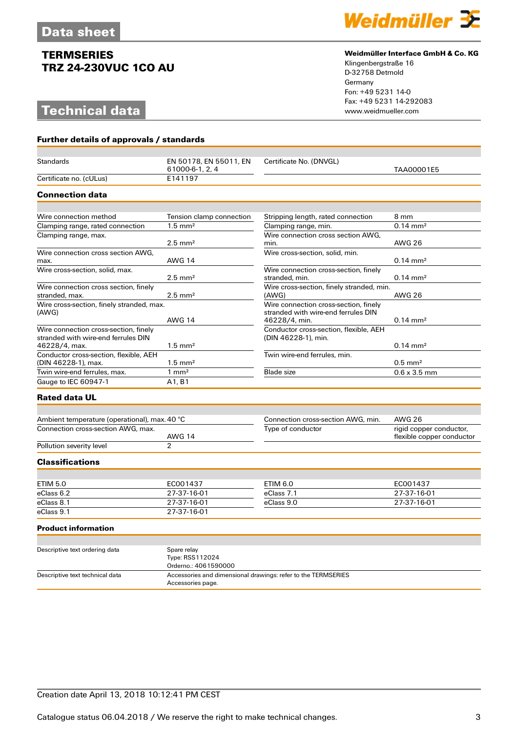## TERMSERIES
## TRZ 24-230VUC 1CO AU

**Weidmüller Interface GmbH & Co. KG**
Klingenbergstraße 16
D-32758 Detmold
Germany
Fon: +49 5231 14-0
Fax: +49 5231 14-292083
www.weidmueller.com

# Technical data

### Further details of approvals / standards

| | | | |
|---|---|---|---|
| Standards | EN 50178, EN 55011, EN 61000-6-1, 2, 4 | Certificate No. (DNVGL) | TAA00001E5 |
| Certificate no. (cULus) | E141197 | | |

### Connection data

| | | | |
|---|---|---|---|
| Wire connection method | Tension clamp connection | Stripping length, rated connection | 8 mm |
| Clamping range, rated connection | 1.5 mm² | Clamping range, min. | 0.14 mm² |
| Clamping range, max. | 2.5 mm² | Wire connection cross section AWG, min. | AWG 26 |
| Wire connection cross section AWG, max. | AWG 14 | Wire cross-section, solid, min. | 0.14 mm² |
| Wire cross-section, solid, max. | 2.5 mm² | Wire connection cross-section, finely stranded, min. | 0.14 mm² |
| Wire connection cross section, finely stranded, max. | 2.5 mm² | Wire cross-section, finely stranded, min. (AWG) | AWG 26 |
| Wire cross-section, finely stranded, max. (AWG) | AWG 14 | Wire connection cross-section, finely stranded with wire-end ferrules DIN 46228/4, min. | 0.14 mm² |
| Wire connection cross-section, finely stranded with wire-end ferrules DIN 46228/4, max. | 1.5 mm² | Conductor cross-section, flexible, AEH (DIN 46228-1), min. | 0.14 mm² |
| Conductor cross-section, flexible, AEH (DIN 46228-1), max. | 1.5 mm² | Twin wire-end ferrules, min. | 0.5 mm² |
| Twin wire-end ferrules, max. | 1 mm² | Blade size | 0.6 x 3.5 mm |
| Gauge to IEC 60947-1 | A1, B1 | | |

### Rated data UL

| | | | |
|---|---|---|---|
| Ambient temperature (operational), max. | 40 °C | Connection cross-section AWG, min. | AWG 26 |
| Connection cross-section AWG, max. | AWG 14 | Type of conductor | rigid copper conductor, flexible copper conductor |
| Pollution severity level | 2 | | |

### Classifications

| | | | |
|---|---|---|---|
| ETIM 5.0 | EC001437 | ETIM 6.0 | EC001437 |
| eClass 6.2 | 27-37-16-01 | eClass 7.1 | 27-37-16-01 |
| eClass 8.1 | 27-37-16-01 | eClass 9.0 | 27-37-16-01 |
| eClass 9.1 | 27-37-16-01 | | |

### Product information

| | |
|---|---|
| Descriptive text ordering data | Spare relay<br>Type: RSS112024<br>Orderno.: 4061590000 |
| Descriptive text technical data | Accessories and dimensional drawings: refer to the TERMSERIES Accessories page. |

Creation date April 13, 2018 10:12:41 PM CEST

Catalogue status 06.04.2018 / We reserve the right to make technical changes.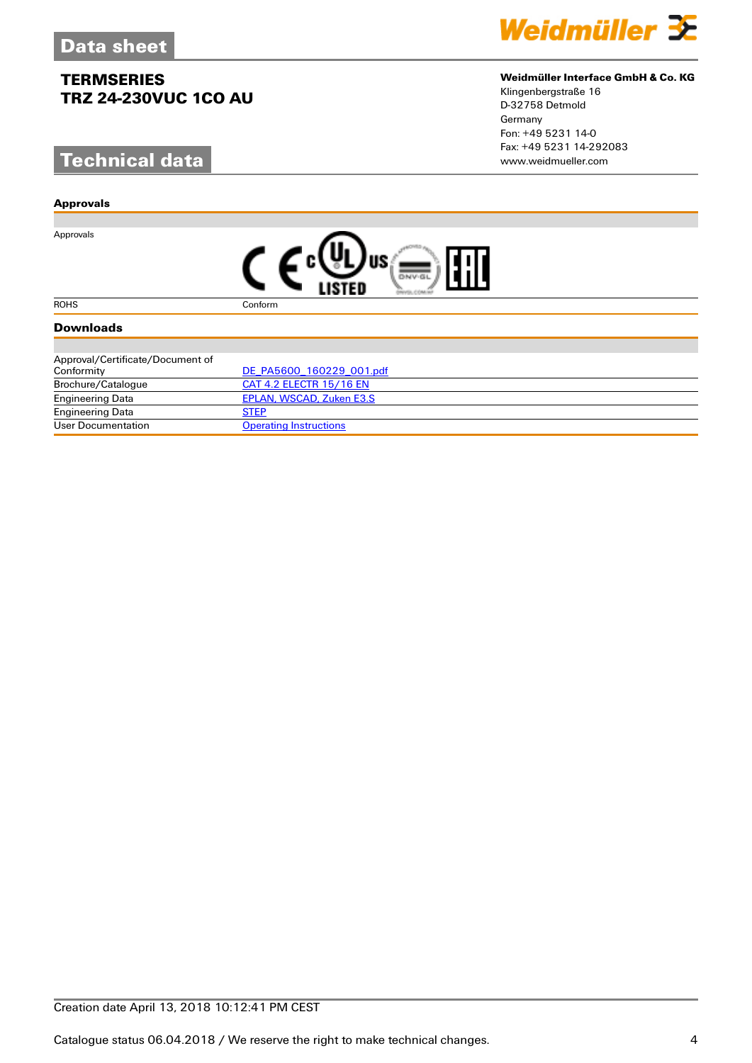# Data sheet

**TERMSERIES**
**TRZ 24-230VUC 1CO AU**

**Weidmüller Interface GmbH & Co. KG**
Klingenbergstraße 16
D-32758 Detmold
Germany
Fon: +49 5231 14-0
Fax: +49 5231 14-292083
www.weidmueller.com

## Technical data

### Approvals

| | |
|---|---|
| Approvals | |
| ROHS | Conform |

### Downloads

| | |
|---|---|
| Approval/Certificate/Document of Conformity | DE_PA5600_160229_001.pdf |
| Brochure/Catalogue | CAT 4.2 ELECTR 15/16 EN |
| Engineering Data | EPLAN, WSCAD, Zuken E3.S |
| Engineering Data | STEP |
| User Documentation | Operating Instructions |

Creation date April 13, 2018 10:12:41 PM CEST

Catalogue status 06.04.2018 / We reserve the right to make technical changes.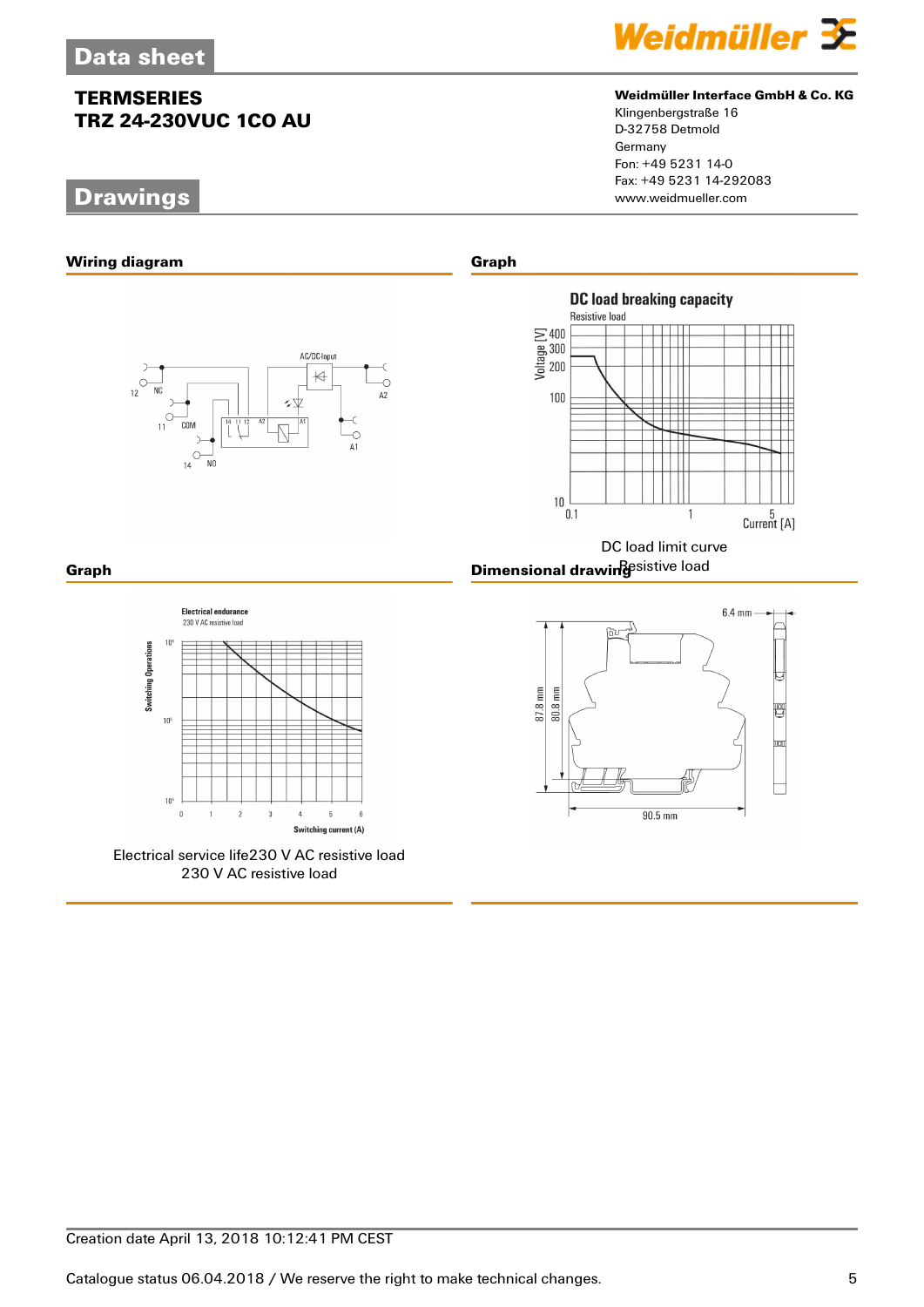## Data sheet

**TERMSERIES**
**TRZ 24-230VUC 1CO AU**

**Weidmüller Interface GmbH & Co. KG**
Klingenbergstraße 16
D-32758 Detmold
Germany
Fon: +49 5231 14-0
Fax: +49 5231 14-292083
www.weidmueller.com

## Drawings

### Wiring diagram

### Graph

DC load limit curve
Resistive load

### Graph

Electrical service life230 V AC resistive load
230 V AC resistive load

### Dimensional drawing

Creation date April 13, 2018 10:12:41 PM CEST

Catalogue status 06.04.2018 / We reserve the right to make technical changes.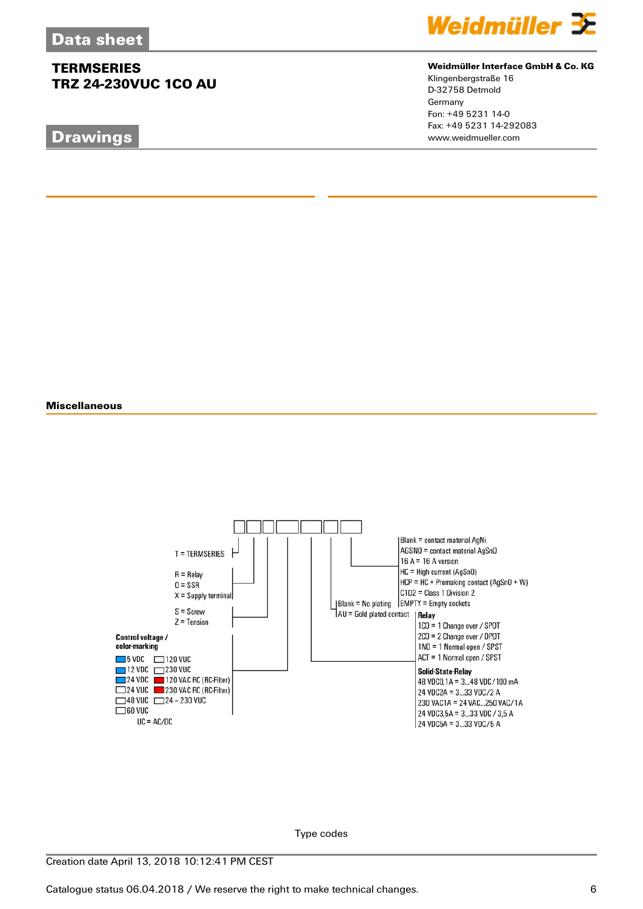# Data sheet

## TERMSERIES
## TRZ 24-230VUC 1CO AU

**Weidmüller Interface GmbH & Co. KG**
Klingenbergstraße 16
D-32758 Detmold
Germany
Fon: +49 5231 14-0
Fax: +49 5231 14-292083
www.weidmueller.com

# Drawings

### Miscellaneous

T = TERMSERIES

R = Relay
O = SSR
X = Supply terminal

S = Screw
Z = Tension

Control voltage / color-marking

5 VDC
12 VDC
24 VDC
24 VUC
48 VUC
60 VUC
120 VUC
230 VUC
120 VAC RC (RC-Filter)
230 VAC RC (RC-Filter)
24 – 230 VUC

UC = AC/DC

Blank = No plating
AU = Gold plated contact

Blank = contact material AgNi
AGSNO = contact material AgSnO
16 A = 16 A version
HC = High current (AgSnO)
HCP = HC + Premaking contact (AgSnO + W)
C1D2 = Class 1 Division 2
EMPTY = Empty sockets

**Relay**
1CO = 1 Change over / SPDT
2CO = 2 Change over / DPDT
1NO = 1 Normal open / SPST
ACT = 1 Normal open / SPST

**Solid-State-Relay**
48 VDC0,1A = 3...48 VDC / 100 mA
24 VDC2A = 3...33 VDC / 2 A
230 VAC1A = 24 VAC...250 VAC / 1 A
24 VDC3,5A = 3...33 VDC / 3,5 A
24 VDC5A = 3...33 VDC / 5 A

Type codes

Creation date April 13, 2018 10:12:41 PM CEST

Catalogue status 06.04.2018 / We reserve the right to make technical changes.